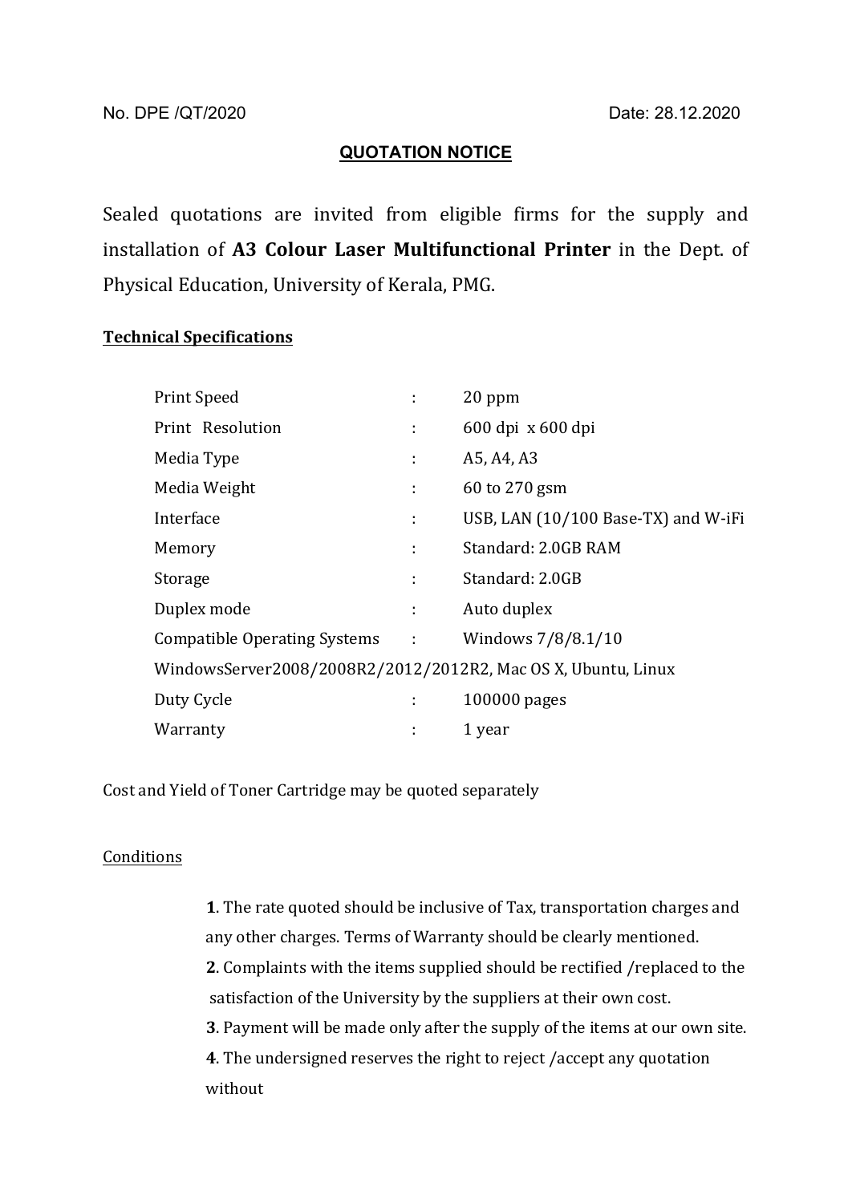No. DPE /QT/2020 Date: 28.12.2020

## QUOTATION NOTICE

Sealed quotations are invited from eligible firms for the supply and installation of **A3 Colour Laser Multifunctional Printer** in the Dept. of Physical Education, University of Kerala, PMG.

**Technical Specifications**

| | | |
|---|---|---|
| Print Speed | : | 20 ppm |
| Print Resolution | : | 600 dpi x 600 dpi |
| Media Type | : | A5, A4, A3 |
| Media Weight | : | 60 to 270 gsm |
| Interface | : | USB, LAN (10/100 Base-TX) and W-iFi |
| Memory | : | Standard: 2.0GB RAM |
| Storage | : | Standard: 2.0GB |
| Duplex mode | : | Auto duplex |
| Compatible Operating Systems | : | Windows 7/8/8.1/10 WindowsServer2008/2008R2/2012/2012R2, Mac OS X, Ubuntu, Linux |
| Duty Cycle | : | 100000 pages |
| Warranty | : | 1 year |

Cost and Yield of Toner Cartridge may be quoted separately

Conditions

**1**. The rate quoted should be inclusive of Tax, transportation charges and any other charges. Terms of Warranty should be clearly mentioned.
**2**. Complaints with the items supplied should be rectified /replaced to the satisfaction of the University by the suppliers at their own cost.
**3**. Payment will be made only after the supply of the items at our own site.
**4**. The undersigned reserves the right to reject /accept any quotation without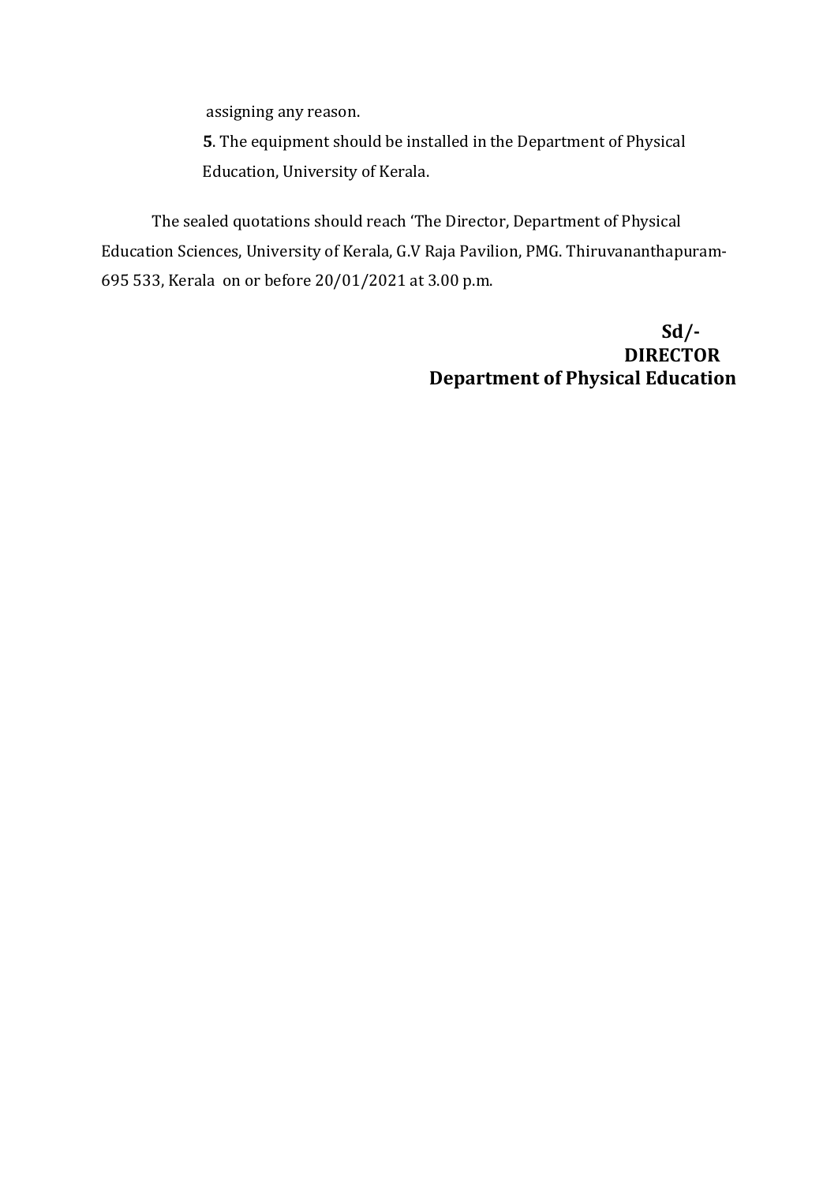assigning any reason.

**5**. The equipment should be installed in the Department of Physical Education, University of Kerala.

The sealed quotations should reach 'The Director, Department of Physical Education Sciences, University of Kerala, G.V Raja Pavilion, PMG. Thiruvananthapuram-695 533, Kerala on or before 20/01/2021 at 3.00 p.m.

**Sd/-**
**DIRECTOR**
**Department of Physical Education**